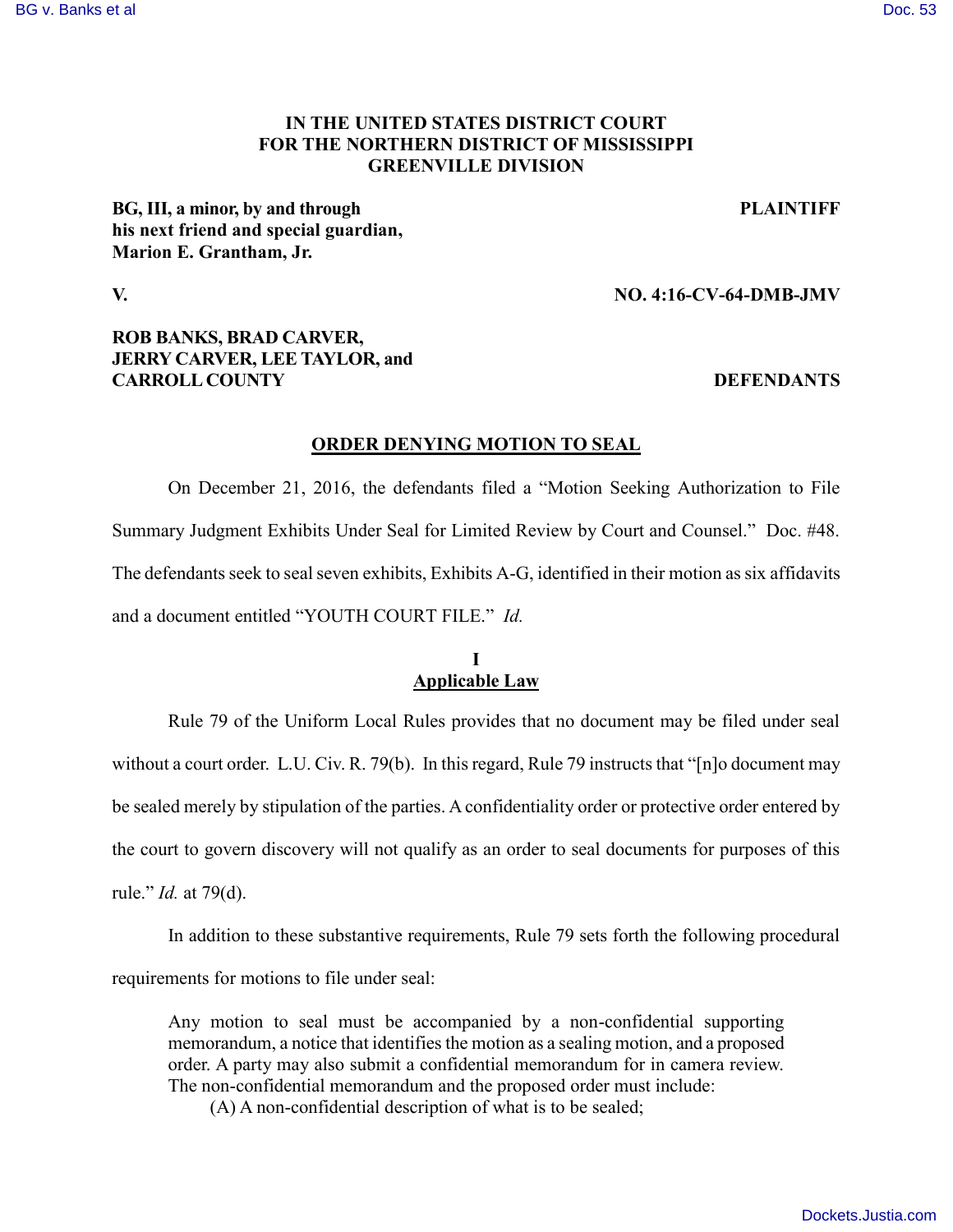**IN THE UNITED STATES DISTRICT COURT**
**FOR THE NORTHERN DISTRICT OF MISSISSIPPI**
**GREENVILLE DIVISION**

**BG, III, a minor, by and through his next friend and special guardian, Marion E. Grantham, Jr.** — **PLAINTIFF**

**V.** — **NO. 4:16-CV-64-DMB-JMV**

**ROB BANKS, BRAD CARVER, JERRY CARVER, LEE TAYLOR, and CARROLL COUNTY** — **DEFENDANTS**

## ORDER DENYING MOTION TO SEAL

On December 21, 2016, the defendants filed a "Motion Seeking Authorization to File Summary Judgment Exhibits Under Seal for Limited Review by Court and Counsel." Doc. #48. The defendants seek to seal seven exhibits, Exhibits A-G, identified in their motion as six affidavits and a document entitled "YOUTH COURT FILE." *Id.*

## I
## Applicable Law

Rule 79 of the Uniform Local Rules provides that no document may be filed under seal without a court order. L.U. Civ. R. 79(b). In this regard, Rule 79 instructs that "[n]o document may be sealed merely by stipulation of the parties. A confidentiality order or protective order entered by the court to govern discovery will not qualify as an order to seal documents for purposes of this rule." *Id.* at 79(d).

In addition to these substantive requirements, Rule 79 sets forth the following procedural requirements for motions to file under seal:

> Any motion to seal must be accompanied by a non-confidential supporting memorandum, a notice that identifies the motion as a sealing motion, and a proposed order. A party may also submit a confidential memorandum for in camera review. The non-confidential memorandum and the proposed order must include:
>
> (A) A non-confidential description of what is to be sealed;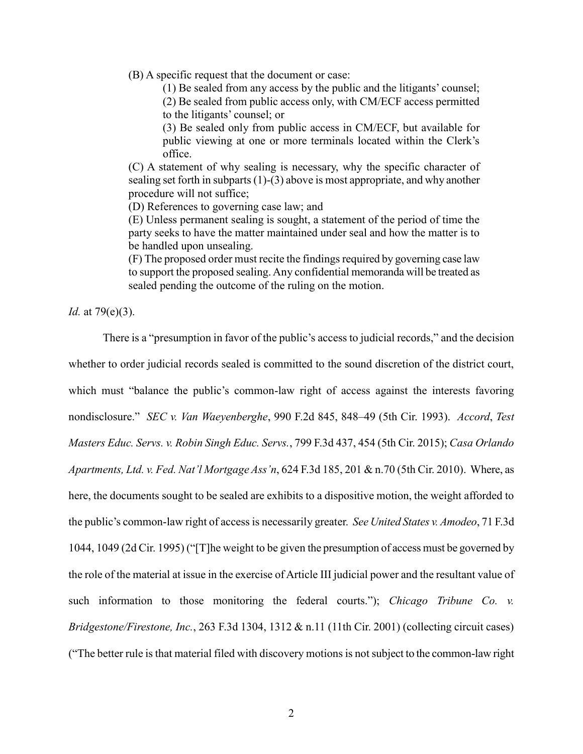(B) A specific request that the document or case:

(1) Be sealed from any access by the public and the litigants' counsel;

(2) Be sealed from public access only, with CM/ECF access permitted to the litigants' counsel; or

(3) Be sealed only from public access in CM/ECF, but available for public viewing at one or more terminals located within the Clerk's office.

(C) A statement of why sealing is necessary, why the specific character of sealing set forth in subparts (1)-(3) above is most appropriate, and why another procedure will not suffice;

(D) References to governing case law; and

(E) Unless permanent sealing is sought, a statement of the period of time the party seeks to have the matter maintained under seal and how the matter is to be handled upon unsealing.

(F) The proposed order must recite the findings required by governing case law to support the proposed sealing. Any confidential memoranda will be treated as sealed pending the outcome of the ruling on the motion.

*Id.* at 79(e)(3).

There is a "presumption in favor of the public's access to judicial records," and the decision whether to order judicial records sealed is committed to the sound discretion of the district court, which must "balance the public's common-law right of access against the interests favoring nondisclosure." *SEC v. Van Waeyenberghe*, 990 F.2d 845, 848–49 (5th Cir. 1993). *Accord*, *Test Masters Educ. Servs. v. Robin Singh Educ. Servs.*, 799 F.3d 437, 454 (5th Cir. 2015); *Casa Orlando Apartments, Ltd. v. Fed. Nat'l Mortgage Ass'n*, 624 F.3d 185, 201 & n.70 (5th Cir. 2010). Where, as here, the documents sought to be sealed are exhibits to a dispositive motion, the weight afforded to the public's common-law right of access is necessarily greater. *See United States v. Amodeo*, 71 F.3d 1044, 1049 (2d Cir. 1995) ("[T]he weight to be given the presumption of access must be governed by the role of the material at issue in the exercise of Article III judicial power and the resultant value of such information to those monitoring the federal courts."); *Chicago Tribune Co. v. Bridgestone/Firestone, Inc.*, 263 F.3d 1304, 1312 & n.11 (11th Cir. 2001) (collecting circuit cases) ("The better rule is that material filed with discovery motions is not subject to the common-law right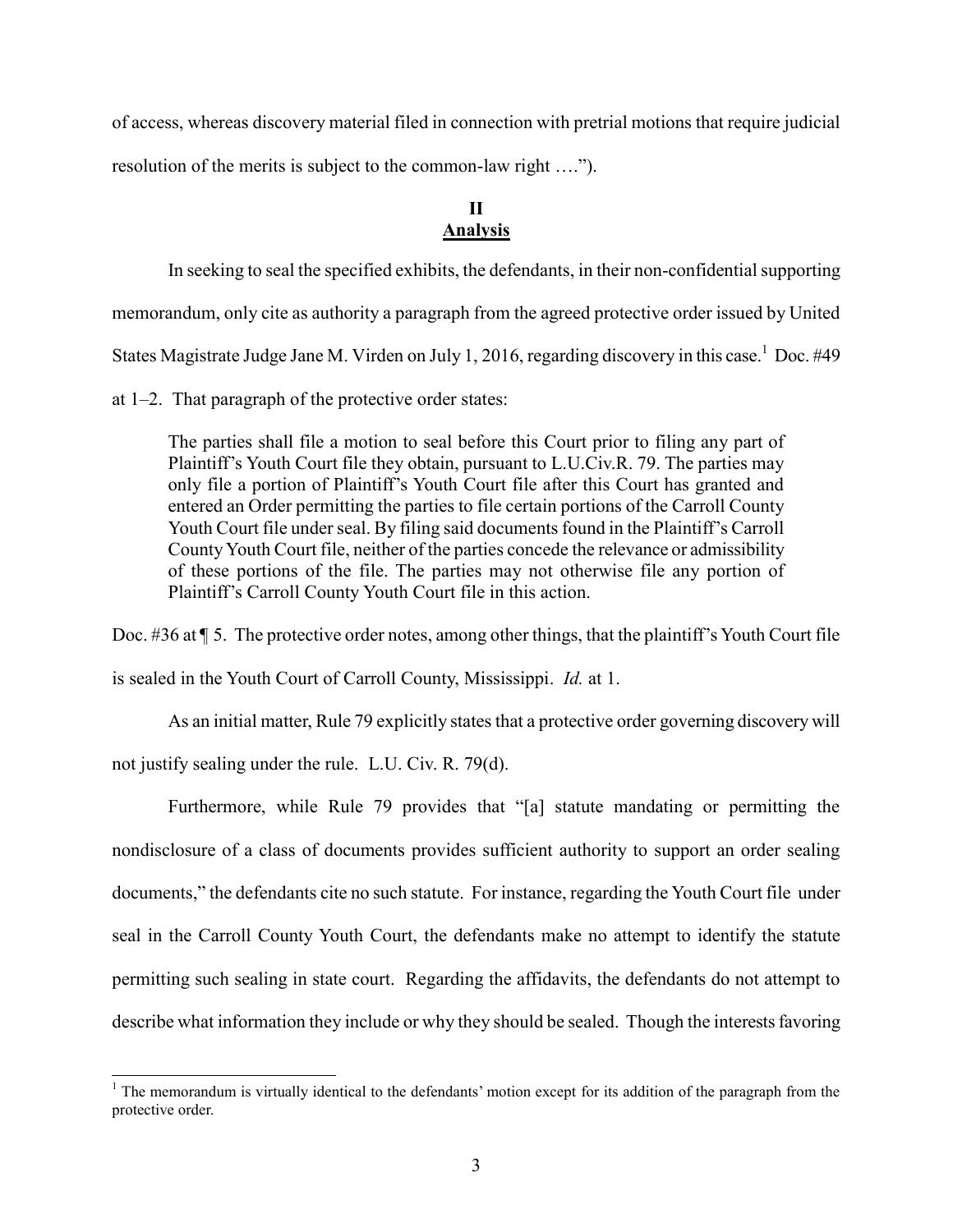of access, whereas discovery material filed in connection with pretrial motions that require judicial resolution of the merits is subject to the common-law right ….").

## II
## Analysis

In seeking to seal the specified exhibits, the defendants, in their non-confidential supporting memorandum, only cite as authority a paragraph from the agreed protective order issued by United States Magistrate Judge Jane M. Virden on July 1, 2016, regarding discovery in this case.[1] Doc. #49 at 1–2. That paragraph of the protective order states:

> The parties shall file a motion to seal before this Court prior to filing any part of Plaintiff's Youth Court file they obtain, pursuant to L.U.Civ.R. 79. The parties may only file a portion of Plaintiff's Youth Court file after this Court has granted and entered an Order permitting the parties to file certain portions of the Carroll County Youth Court file under seal. By filing said documents found in the Plaintiff's Carroll County Youth Court file, neither of the parties concede the relevance or admissibility of these portions of the file. The parties may not otherwise file any portion of Plaintiff's Carroll County Youth Court file in this action.

Doc. #36 at ¶ 5. The protective order notes, among other things, that the plaintiff's Youth Court file is sealed in the Youth Court of Carroll County, Mississippi. *Id.* at 1.

As an initial matter, Rule 79 explicitly states that a protective order governing discovery will not justify sealing under the rule. L.U. Civ. R. 79(d).

Furthermore, while Rule 79 provides that "[a] statute mandating or permitting the nondisclosure of a class of documents provides sufficient authority to support an order sealing documents," the defendants cite no such statute. For instance, regarding the Youth Court file under seal in the Carroll County Youth Court, the defendants make no attempt to identify the statute permitting such sealing in state court. Regarding the affidavits, the defendants do not attempt to describe what information they include or why they should be sealed. Though the interests favoring

[1] The memorandum is virtually identical to the defendants' motion except for its addition of the paragraph from the protective order.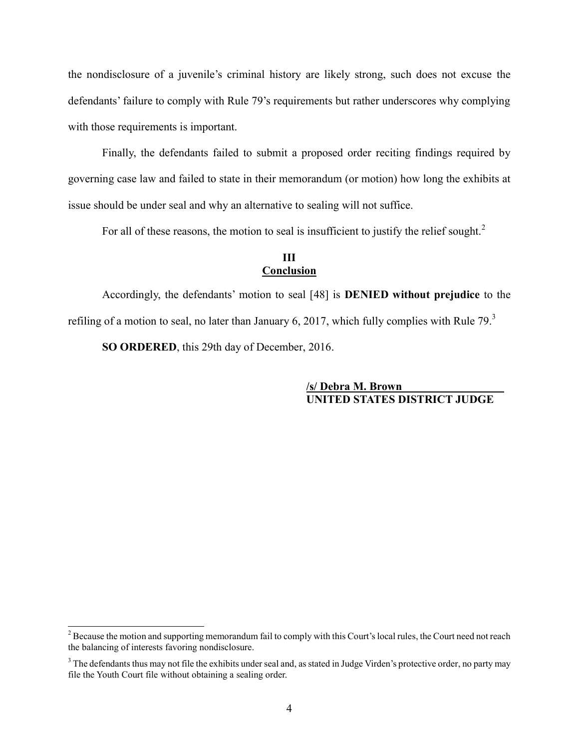the nondisclosure of a juvenile's criminal history are likely strong, such does not excuse the defendants' failure to comply with Rule 79's requirements but rather underscores why complying with those requirements is important.

Finally, the defendants failed to submit a proposed order reciting findings required by governing case law and failed to state in their memorandum (or motion) how long the exhibits at issue should be under seal and why an alternative to sealing will not suffice.

For all of these reasons, the motion to seal is insufficient to justify the relief sought.[2]

## III
## Conclusion

Accordingly, the defendants' motion to seal [48] is **DENIED without prejudice** to the refiling of a motion to seal, no later than January 6, 2017, which fully complies with Rule 79.[3]

**SO ORDERED**, this 29th day of December, 2016.

**/s/ Debra M. Brown**
**UNITED STATES DISTRICT JUDGE**

---

[2] Because the motion and supporting memorandum fail to comply with this Court's local rules, the Court need not reach the balancing of interests favoring nondisclosure.

[3] The defendants thus may not file the exhibits under seal and, as stated in Judge Virden's protective order, no party may file the Youth Court file without obtaining a sealing order.